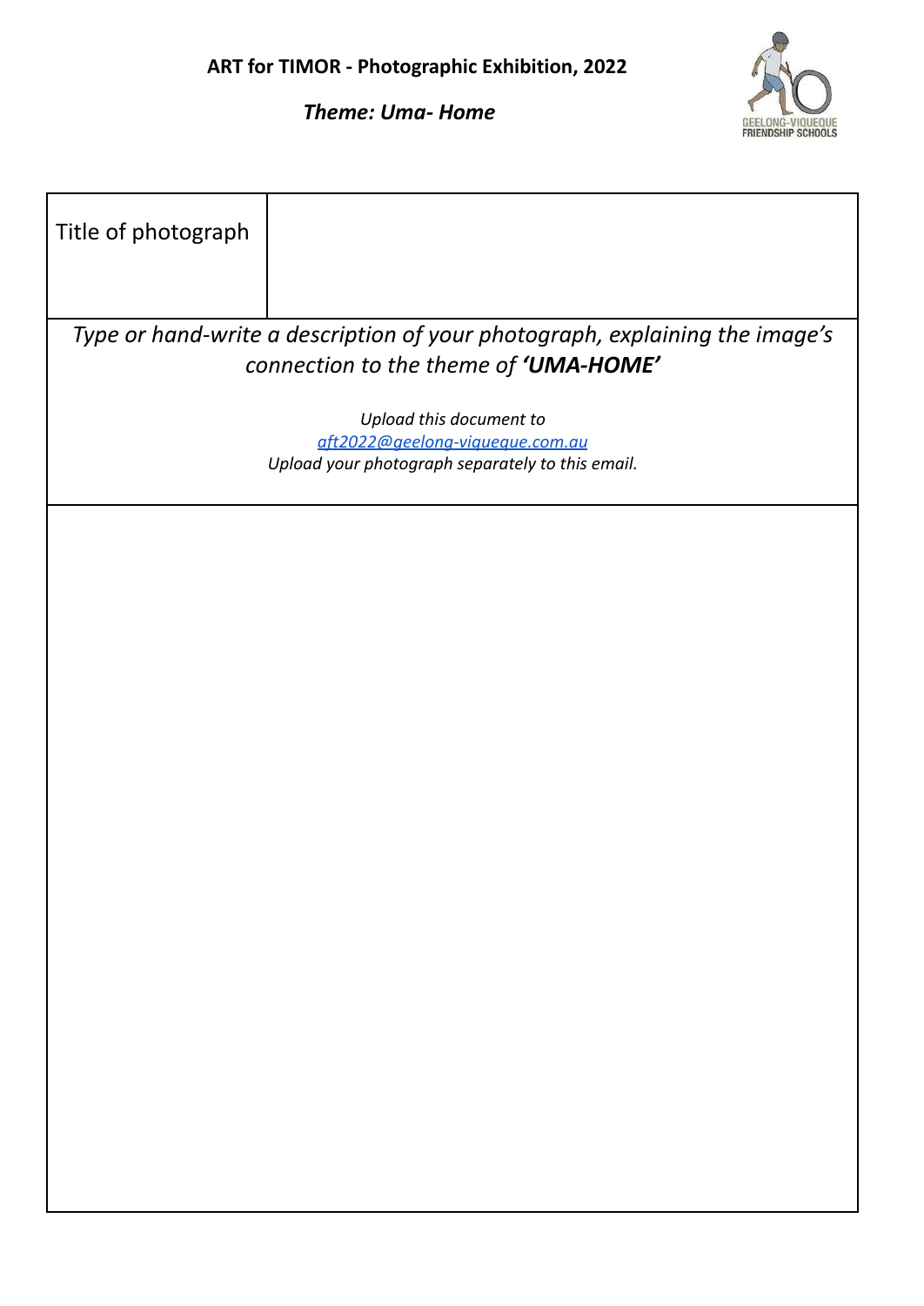# ART for TIMOR - Photographic Exhibition, 2022

***Theme: Uma- Home***

GEELONG-VIQUEQUE FRIENDSHIP SCHOOLS

| Title of photograph | |
|---|---|

*Type or hand-write a description of your photograph, explaining the image's connection to the theme of* ***'UMA-HOME'***

*Upload this document to*
*[aft2022@geelong-viqueque.com.au](mailto:aft2022@geelong-viqueque.com.au)*
*Upload your photograph separately to this email.*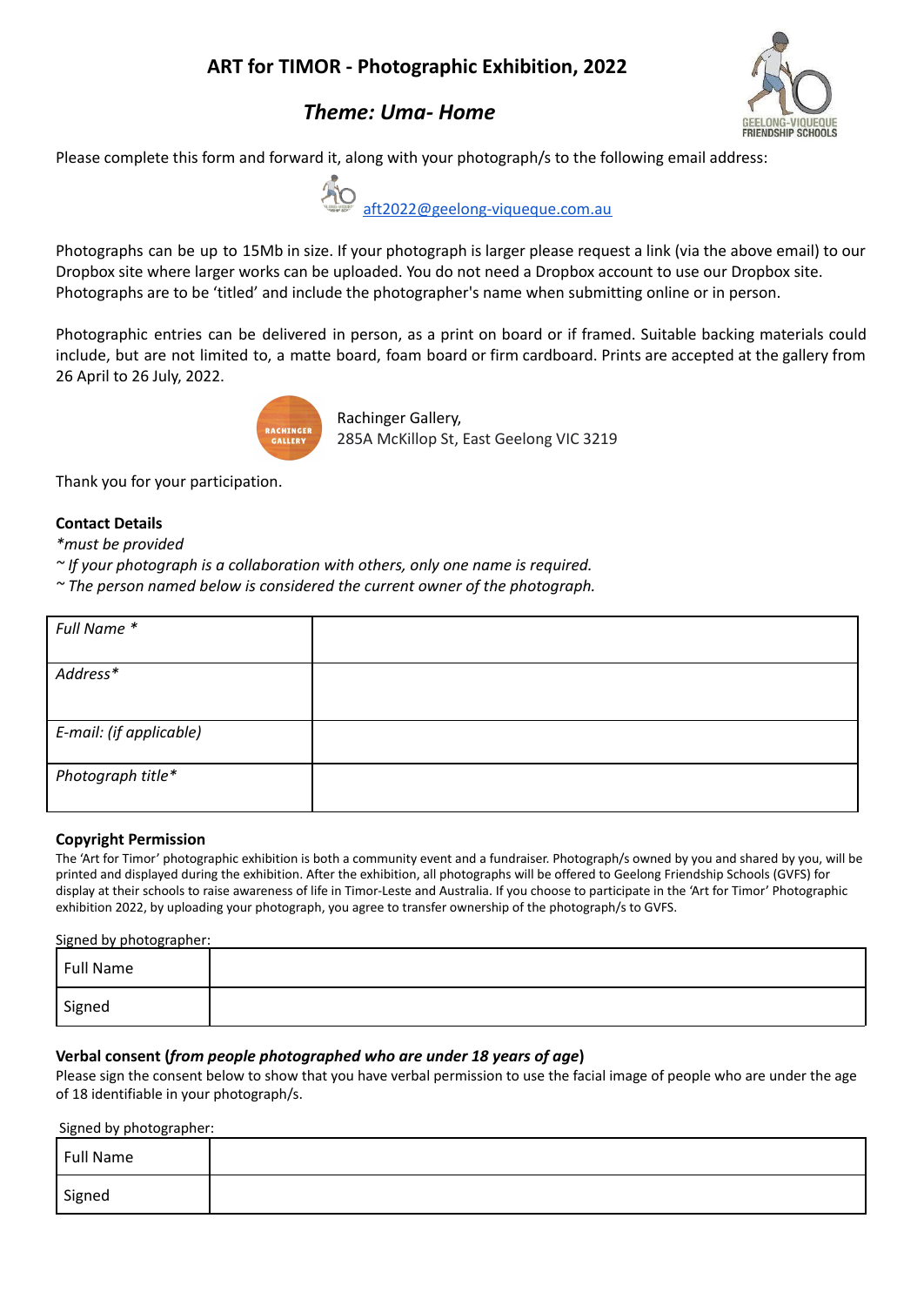# ART for TIMOR - Photographic Exhibition, 2022

## *Theme: Uma- Home*

GEELONG-VIQUEQUE FRIENDSHIP SCHOOLS

Please complete this form and forward it, along with your photograph/s to the following email address:

aft2022@geelong-viqueque.com.au

Photographs can be up to 15Mb in size. If your photograph is larger please request a link (via the above email) to our Dropbox site where larger works can be uploaded. You do not need a Dropbox account to use our Dropbox site. Photographs are to be 'titled' and include the photographer's name when submitting online or in person.

Photographic entries can be delivered in person, as a print on board or if framed. Suitable backing materials could include, but are not limited to, a matte board, foam board or firm cardboard. Prints are accepted at the gallery from 26 April to 26 July, 2022.

RACHINGER GALLERY

Rachinger Gallery,
285A McKillop St, East Geelong VIC 3219

Thank you for your participation.

**Contact Details**

*\*must be provided*

*~ If your photograph is a collaboration with others, only one name is required.*

*~ The person named below is considered the current owner of the photograph.*

| | |
|---|---|
| *Full Name \** | |
| *Address\** | |
| *E-mail: (if applicable)* | |
| *Photograph title\** | |

**Copyright Permission**

The 'Art for Timor' photographic exhibition is both a community event and a fundraiser. Photograph/s owned by you and shared by you, will be printed and displayed during the exhibition. After the exhibition, all photographs will be offered to Geelong Friendship Schools (GVFS) for display at their schools to raise awareness of life in Timor-Leste and Australia. If you choose to participate in the 'Art for Timor' Photographic exhibition 2022, by uploading your photograph, you agree to transfer ownership of the photograph/s to GVFS.

Signed by photographer:

| | |
|---|---|
| Full Name | |
| Signed | |

**Verbal consent (*from people photographed who are under 18 years of age*)**

Please sign the consent below to show that you have verbal permission to use the facial image of people who are under the age of 18 identifiable in your photograph/s.

Signed by photographer:

| | |
|---|---|
| Full Name | |
| Signed | |